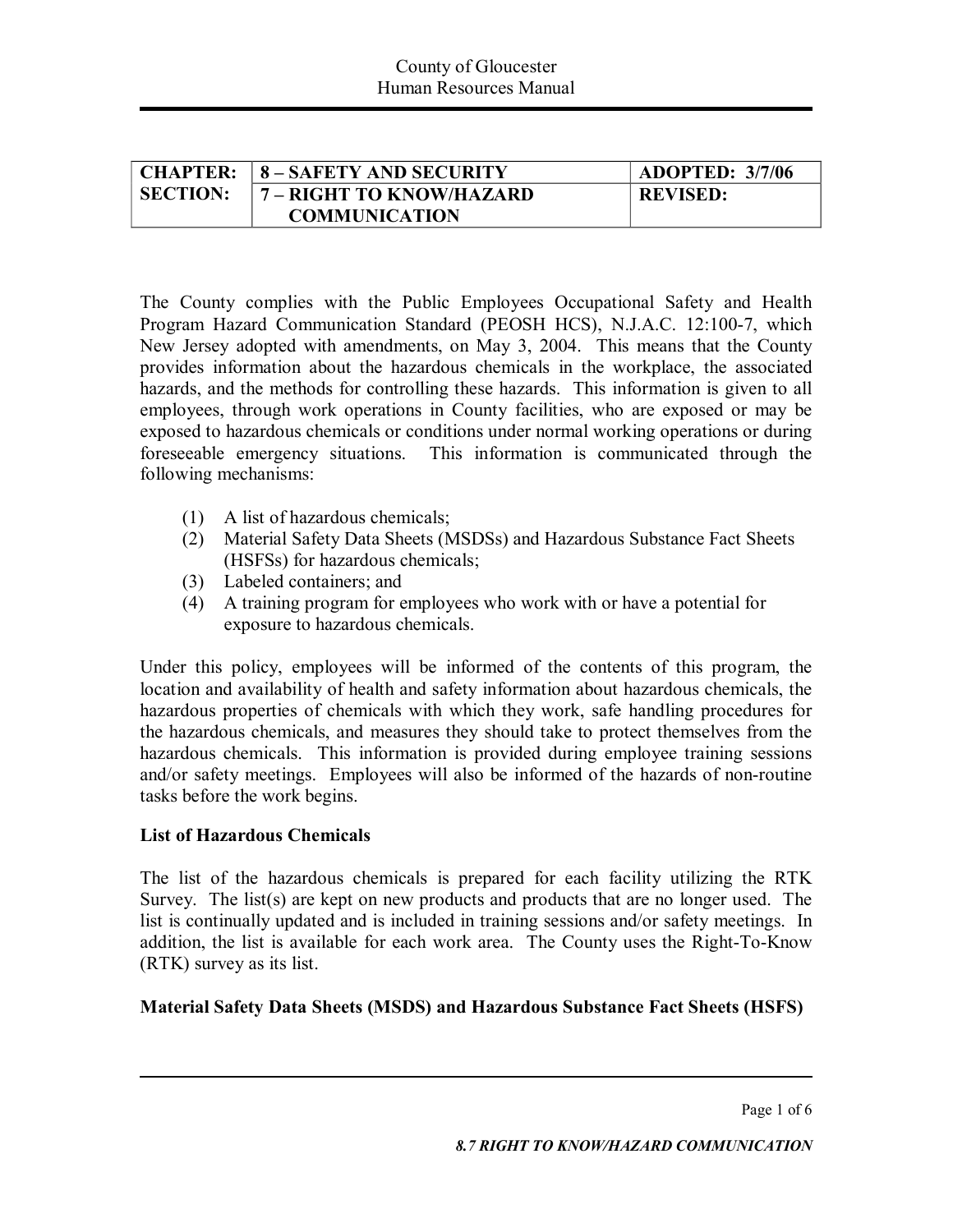| CHAPTER: | 8 – SAFETY AND SECURITY | ADOPTED: 3/7/06 |
|---|---|---|
| SECTION: | 7 – RIGHT TO KNOW/HAZARD COMMUNICATION | REVISED: |

The County complies with the Public Employees Occupational Safety and Health Program Hazard Communication Standard (PEOSH HCS), N.J.A.C. 12:100-7, which New Jersey adopted with amendments, on May 3, 2004. This means that the County provides information about the hazardous chemicals in the workplace, the associated hazards, and the methods for controlling these hazards. This information is given to all employees, through work operations in County facilities, who are exposed or may be exposed to hazardous chemicals or conditions under normal working operations or during foreseeable emergency situations. This information is communicated through the following mechanisms:

(1) A list of hazardous chemicals;
(2) Material Safety Data Sheets (MSDSs) and Hazardous Substance Fact Sheets (HSFSs) for hazardous chemicals;
(3) Labeled containers; and
(4) A training program for employees who work with or have a potential for exposure to hazardous chemicals.

Under this policy, employees will be informed of the contents of this program, the location and availability of health and safety information about hazardous chemicals, the hazardous properties of chemicals with which they work, safe handling procedures for the hazardous chemicals, and measures they should take to protect themselves from the hazardous chemicals. This information is provided during employee training sessions and/or safety meetings. Employees will also be informed of the hazards of non-routine tasks before the work begins.

**List of Hazardous Chemicals**

The list of the hazardous chemicals is prepared for each facility utilizing the RTK Survey. The list(s) are kept on new products and products that are no longer used. The list is continually updated and is included in training sessions and/or safety meetings. In addition, the list is available for each work area. The County uses the Right-To-Know (RTK) survey as its list.

**Material Safety Data Sheets (MSDS) and Hazardous Substance Fact Sheets (HSFS)**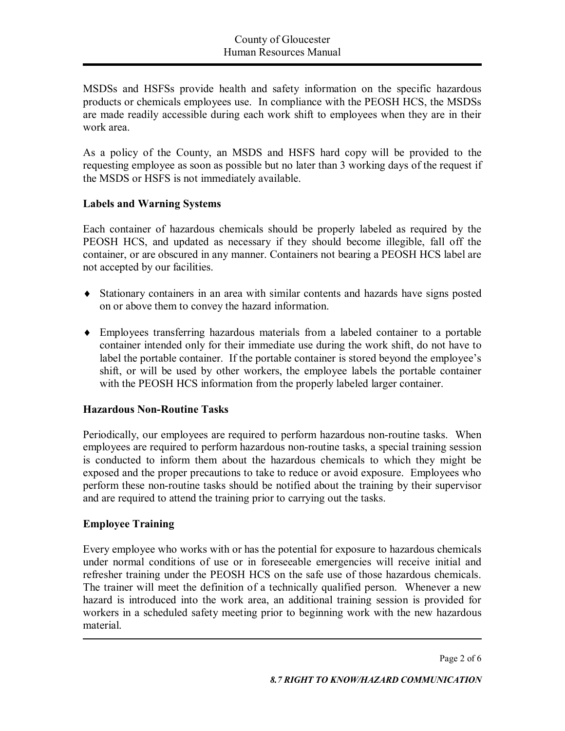MSDSs and HSFSs provide health and safety information on the specific hazardous products or chemicals employees use. In compliance with the PEOSH HCS, the MSDSs are made readily accessible during each work shift to employees when they are in their work area.

As a policy of the County, an MSDS and HSFS hard copy will be provided to the requesting employee as soon as possible but no later than 3 working days of the request if the MSDS or HSFS is not immediately available.

**Labels and Warning Systems**

Each container of hazardous chemicals should be properly labeled as required by the PEOSH HCS, and updated as necessary if they should become illegible, fall off the container, or are obscured in any manner. Containers not bearing a PEOSH HCS label are not accepted by our facilities.

- Stationary containers in an area with similar contents and hazards have signs posted on or above them to convey the hazard information.
- Employees transferring hazardous materials from a labeled container to a portable container intended only for their immediate use during the work shift, do not have to label the portable container. If the portable container is stored beyond the employee's shift, or will be used by other workers, the employee labels the portable container with the PEOSH HCS information from the properly labeled larger container.

**Hazardous Non-Routine Tasks**

Periodically, our employees are required to perform hazardous non-routine tasks. When employees are required to perform hazardous non-routine tasks, a special training session is conducted to inform them about the hazardous chemicals to which they might be exposed and the proper precautions to take to reduce or avoid exposure. Employees who perform these non-routine tasks should be notified about the training by their supervisor and are required to attend the training prior to carrying out the tasks.

**Employee Training**

Every employee who works with or has the potential for exposure to hazardous chemicals under normal conditions of use or in foreseeable emergencies will receive initial and refresher training under the PEOSH HCS on the safe use of those hazardous chemicals. The trainer will meet the definition of a technically qualified person. Whenever a new hazard is introduced into the work area, an additional training session is provided for workers in a scheduled safety meeting prior to beginning work with the new hazardous material.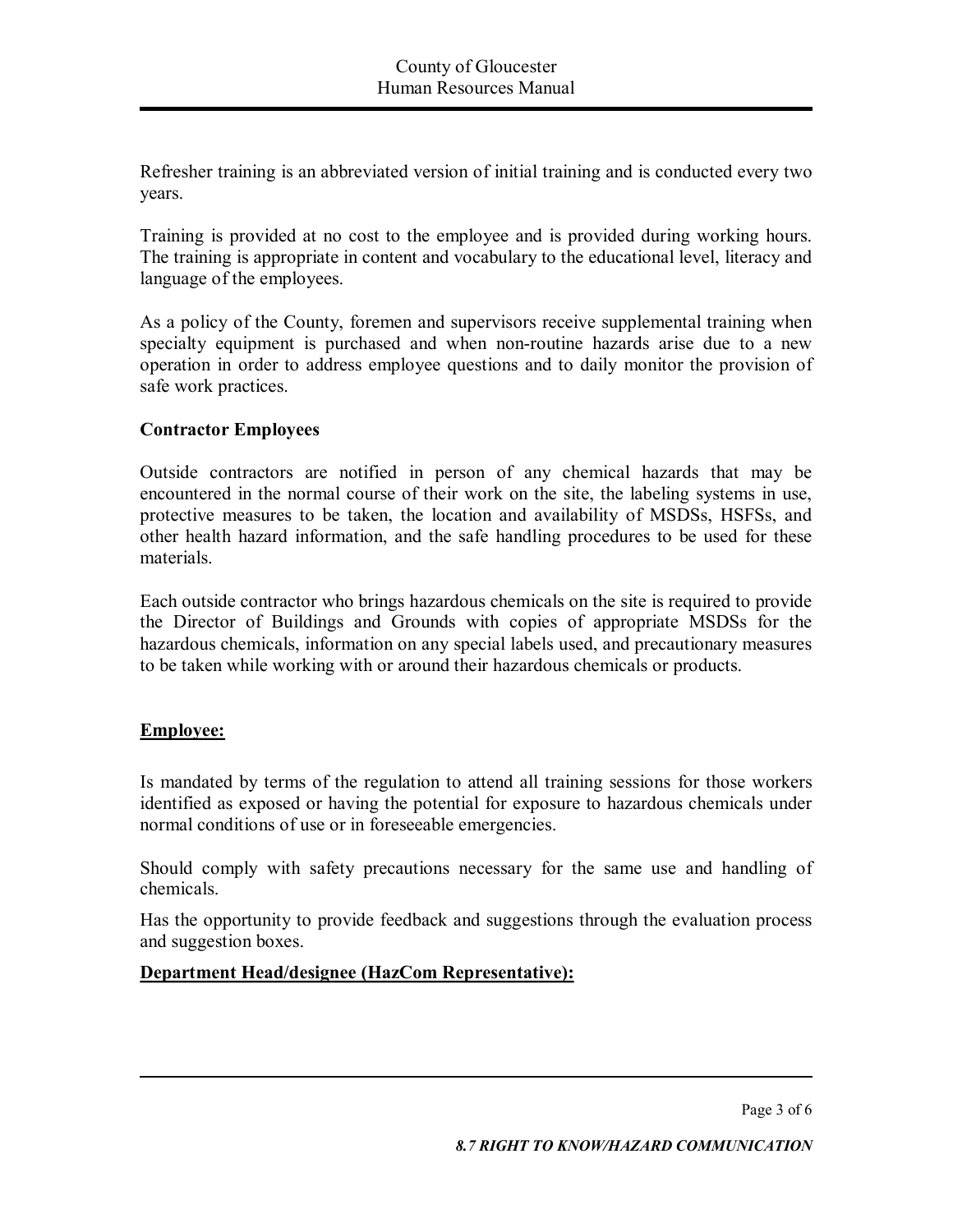Refresher training is an abbreviated version of initial training and is conducted every two years.

Training is provided at no cost to the employee and is provided during working hours. The training is appropriate in content and vocabulary to the educational level, literacy and language of the employees.

As a policy of the County, foremen and supervisors receive supplemental training when specialty equipment is purchased and when non-routine hazards arise due to a new operation in order to address employee questions and to daily monitor the provision of safe work practices.

**Contractor Employees**

Outside contractors are notified in person of any chemical hazards that may be encountered in the normal course of their work on the site, the labeling systems in use, protective measures to be taken, the location and availability of MSDSs, HSFSs, and other health hazard information, and the safe handling procedures to be used for these materials.

Each outside contractor who brings hazardous chemicals on the site is required to provide the Director of Buildings and Grounds with copies of appropriate MSDSs for the hazardous chemicals, information on any special labels used, and precautionary measures to be taken while working with or around their hazardous chemicals or products.

**Employee:**

Is mandated by terms of the regulation to attend all training sessions for those workers identified as exposed or having the potential for exposure to hazardous chemicals under normal conditions of use or in foreseeable emergencies.

Should comply with safety precautions necessary for the same use and handling of chemicals.

Has the opportunity to provide feedback and suggestions through the evaluation process and suggestion boxes.

**Department Head/designee (HazCom Representative):**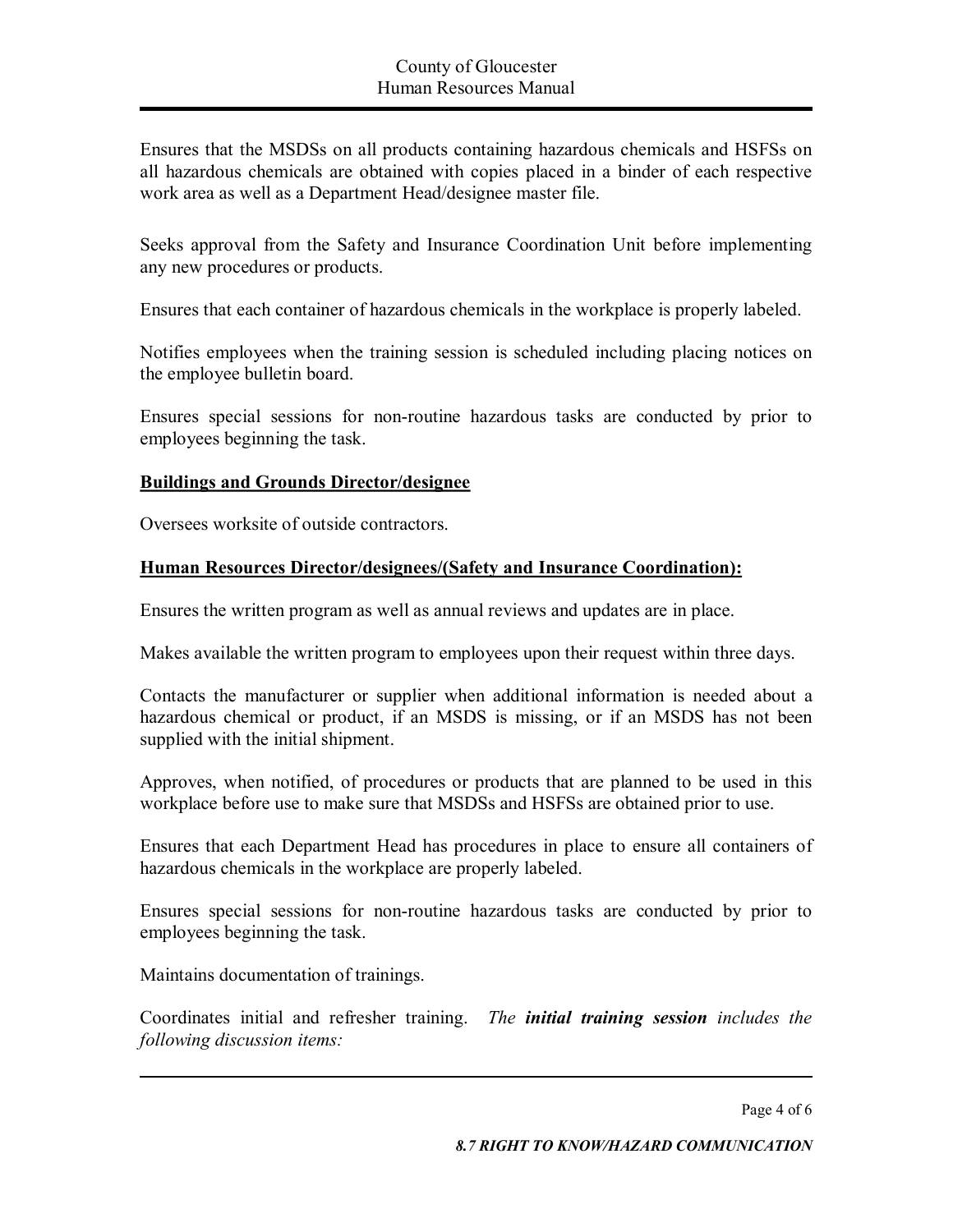Ensures that the MSDSs on all products containing hazardous chemicals and HSFSs on all hazardous chemicals are obtained with copies placed in a binder of each respective work area as well as a Department Head/designee master file.

Seeks approval from the Safety and Insurance Coordination Unit before implementing any new procedures or products.

Ensures that each container of hazardous chemicals in the workplace is properly labeled.

Notifies employees when the training session is scheduled including placing notices on the employee bulletin board.

Ensures special sessions for non-routine hazardous tasks are conducted by prior to employees beginning the task.

**Buildings and Grounds Director/designee**

Oversees worksite of outside contractors.

**Human Resources Director/designees/(Safety and Insurance Coordination):**

Ensures the written program as well as annual reviews and updates are in place.

Makes available the written program to employees upon their request within three days.

Contacts the manufacturer or supplier when additional information is needed about a hazardous chemical or product, if an MSDS is missing, or if an MSDS has not been supplied with the initial shipment.

Approves, when notified, of procedures or products that are planned to be used in this workplace before use to make sure that MSDSs and HSFSs are obtained prior to use.

Ensures that each Department Head has procedures in place to ensure all containers of hazardous chemicals in the workplace are properly labeled.

Ensures special sessions for non-routine hazardous tasks are conducted by prior to employees beginning the task.

Maintains documentation of trainings.

Coordinates initial and refresher training. *The **initial training session** includes the following discussion items:*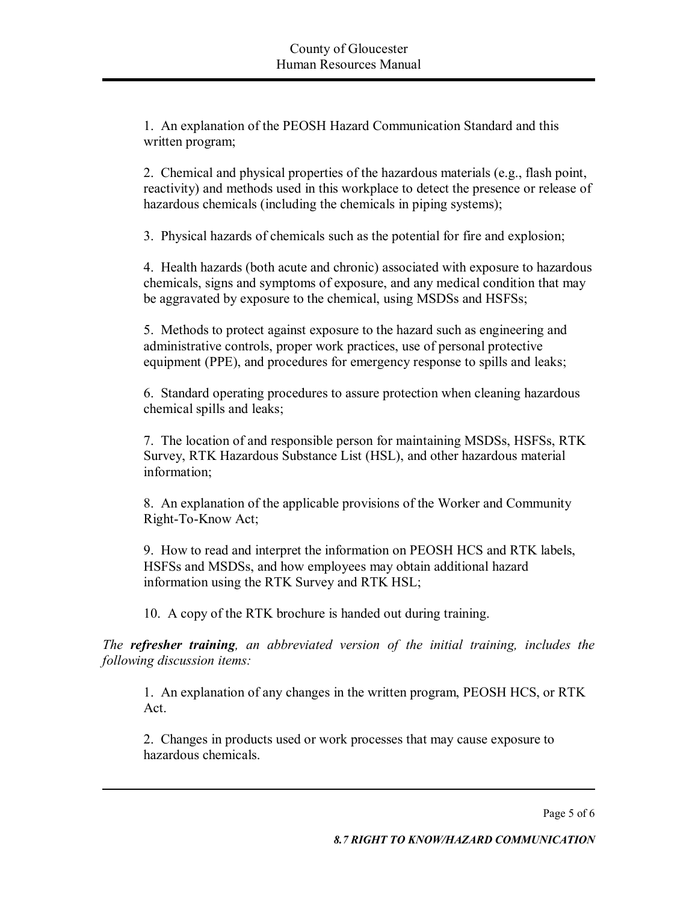1. An explanation of the PEOSH Hazard Communication Standard and this written program;

2. Chemical and physical properties of the hazardous materials (e.g., flash point, reactivity) and methods used in this workplace to detect the presence or release of hazardous chemicals (including the chemicals in piping systems);

3. Physical hazards of chemicals such as the potential for fire and explosion;

4. Health hazards (both acute and chronic) associated with exposure to hazardous chemicals, signs and symptoms of exposure, and any medical condition that may be aggravated by exposure to the chemical, using MSDSs and HSFSs;

5. Methods to protect against exposure to the hazard such as engineering and administrative controls, proper work practices, use of personal protective equipment (PPE), and procedures for emergency response to spills and leaks;

6. Standard operating procedures to assure protection when cleaning hazardous chemical spills and leaks;

7. The location of and responsible person for maintaining MSDSs, HSFSs, RTK Survey, RTK Hazardous Substance List (HSL), and other hazardous material information;

8. An explanation of the applicable provisions of the Worker and Community Right-To-Know Act;

9. How to read and interpret the information on PEOSH HCS and RTK labels, HSFSs and MSDSs, and how employees may obtain additional hazard information using the RTK Survey and RTK HSL;

10. A copy of the RTK brochure is handed out during training.

*The* ***refresher training****, an abbreviated version of the initial training, includes the following discussion items:*

1. An explanation of any changes in the written program, PEOSH HCS, or RTK Act.

2. Changes in products used or work processes that may cause exposure to hazardous chemicals.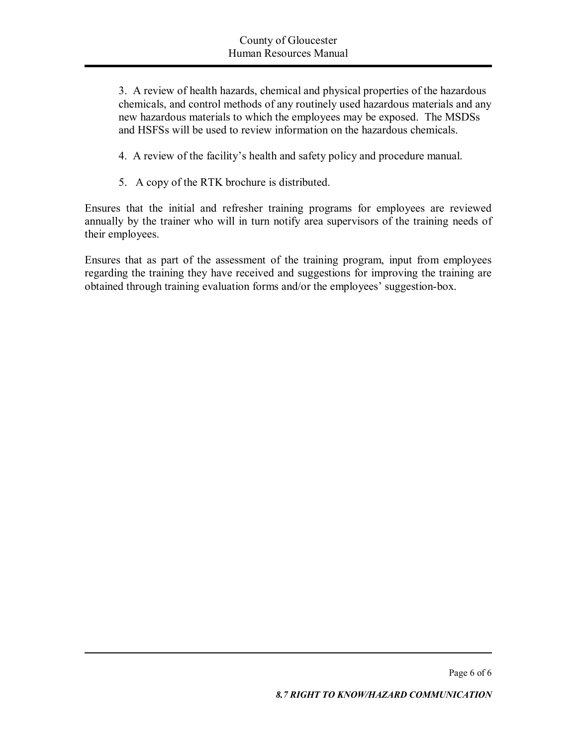3. A review of health hazards, chemical and physical properties of the hazardous chemicals, and control methods of any routinely used hazardous materials and any new hazardous materials to which the employees may be exposed. The MSDSs and HSFSs will be used to review information on the hazardous chemicals.

4. A review of the facility's health and safety policy and procedure manual.

5. A copy of the RTK brochure is distributed.

Ensures that the initial and refresher training programs for employees are reviewed annually by the trainer who will in turn notify area supervisors of the training needs of their employees.

Ensures that as part of the assessment of the training program, input from employees regarding the training they have received and suggestions for improving the training are obtained through training evaluation forms and/or the employees' suggestion-box.